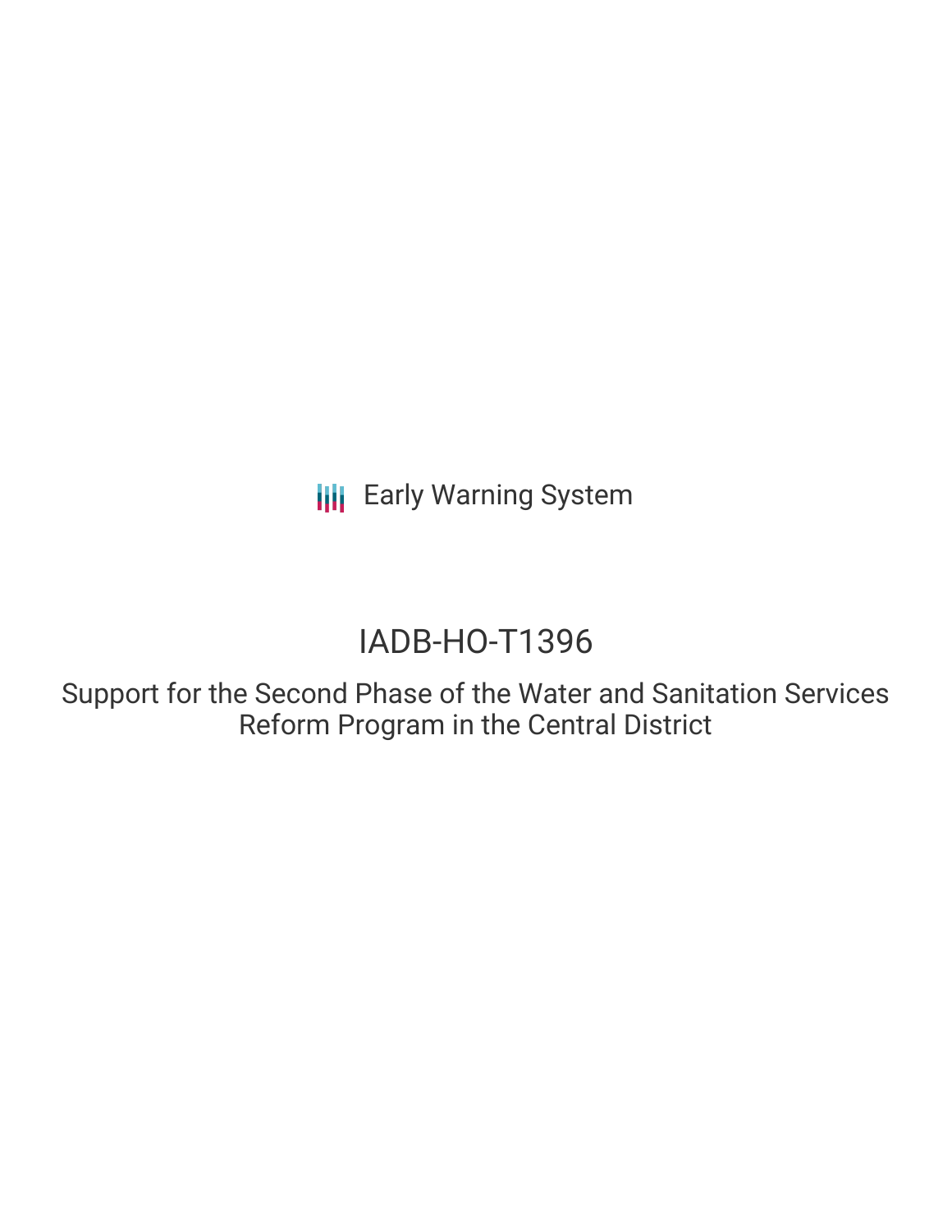Early Warning System

# IADB-HO-T1396

## Support for the Second Phase of the Water and Sanitation Services Reform Program in the Central District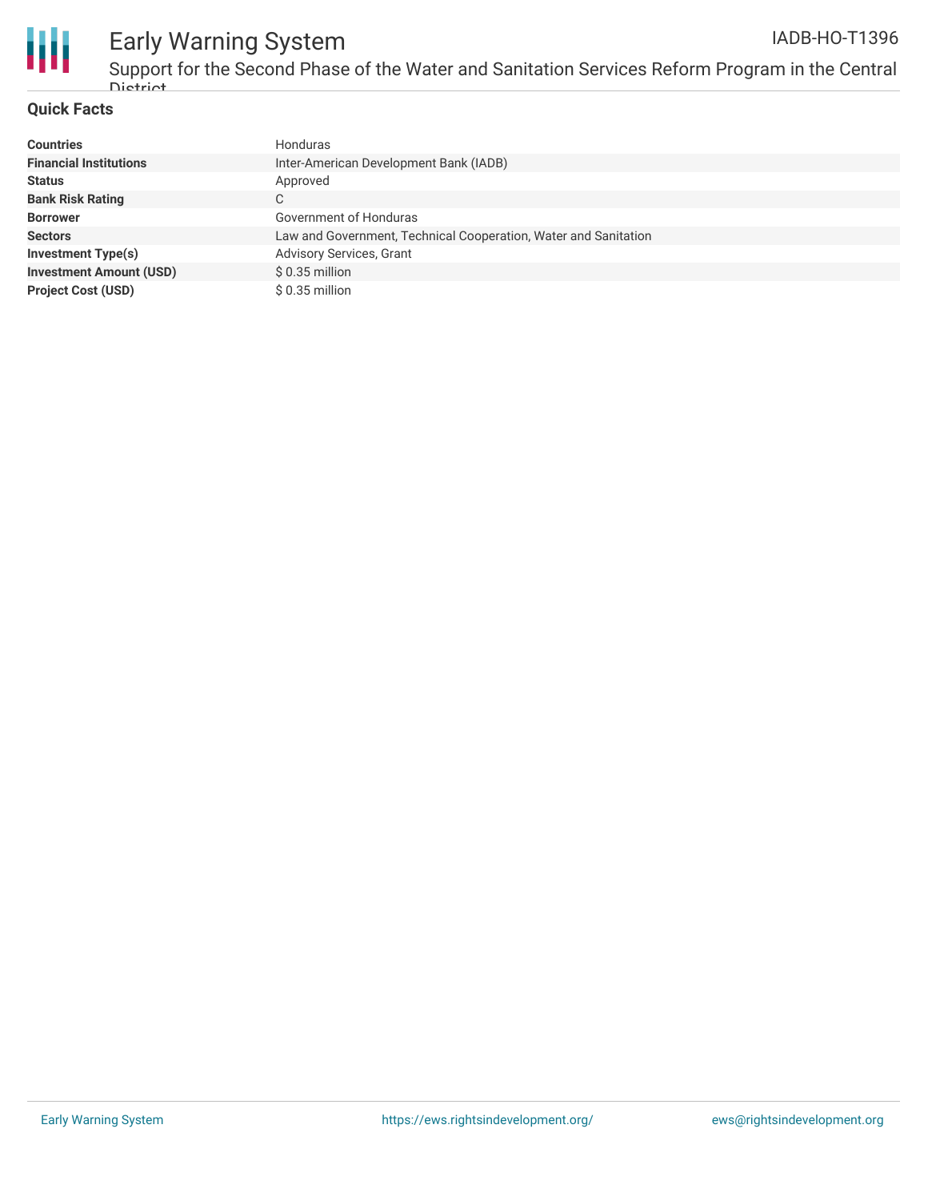## Quick Facts

| | |
|---|---|
| **Countries** | Honduras |
| **Financial Institutions** | Inter-American Development Bank (IADB) |
| **Status** | Approved |
| **Bank Risk Rating** | C |
| **Borrower** | Government of Honduras |
| **Sectors** | Law and Government, Technical Cooperation, Water and Sanitation |
| **Investment Type(s)** | Advisory Services, Grant |
| **Investment Amount (USD)** | $ 0.35 million |
| **Project Cost (USD)** | $ 0.35 million |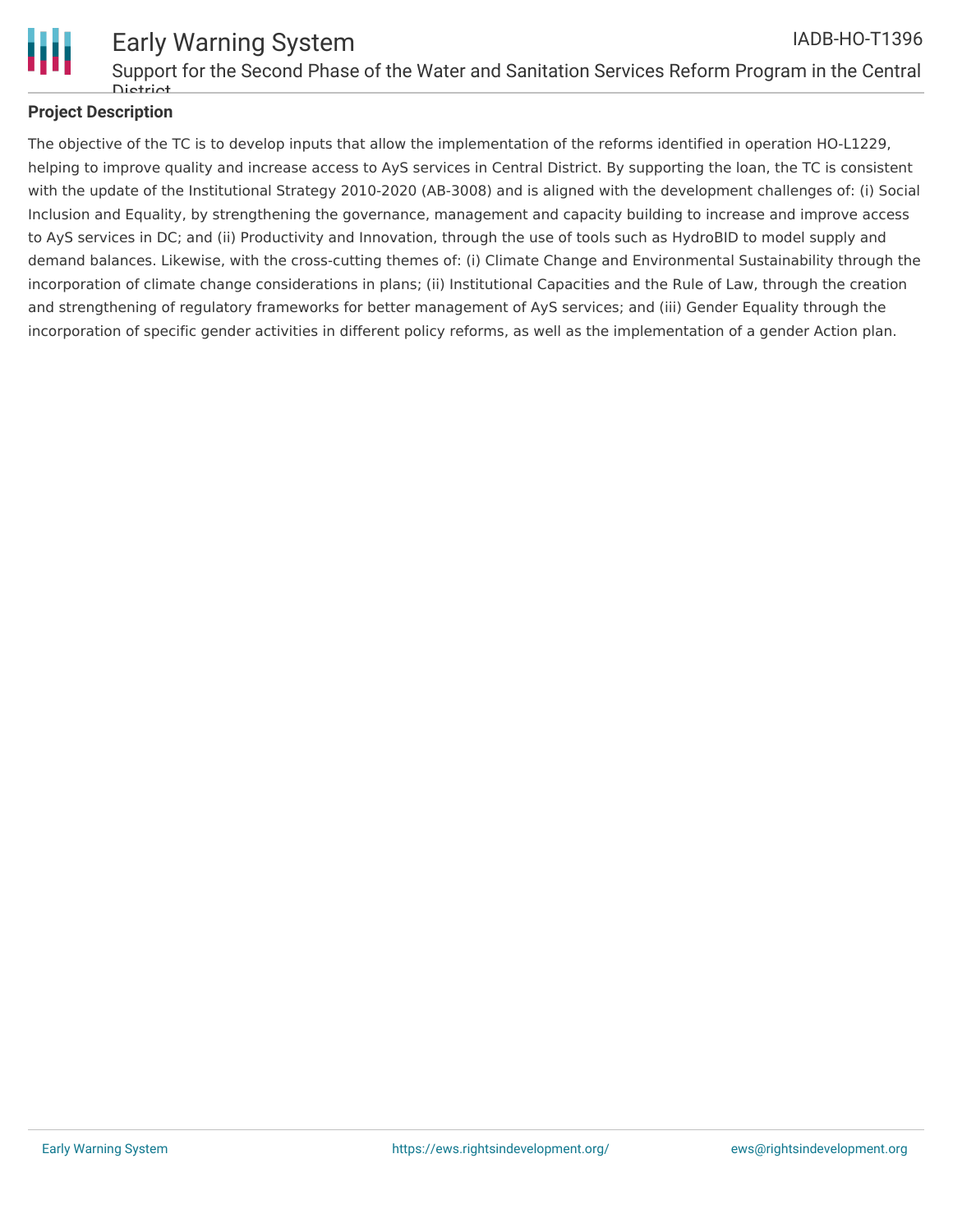## Project Description

The objective of the TC is to develop inputs that allow the implementation of the reforms identified in operation HO-L1229, helping to improve quality and increase access to AyS services in Central District. By supporting the loan, the TC is consistent with the update of the Institutional Strategy 2010-2020 (AB-3008) and is aligned with the development challenges of: (i) Social Inclusion and Equality, by strengthening the governance, management and capacity building to increase and improve access to AyS services in DC; and (ii) Productivity and Innovation, through the use of tools such as HydroBID to model supply and demand balances. Likewise, with the cross-cutting themes of: (i) Climate Change and Environmental Sustainability through the incorporation of climate change considerations in plans; (ii) Institutional Capacities and the Rule of Law, through the creation and strengthening of regulatory frameworks for better management of AyS services; and (iii) Gender Equality through the incorporation of specific gender activities in different policy reforms, as well as the implementation of a gender Action plan.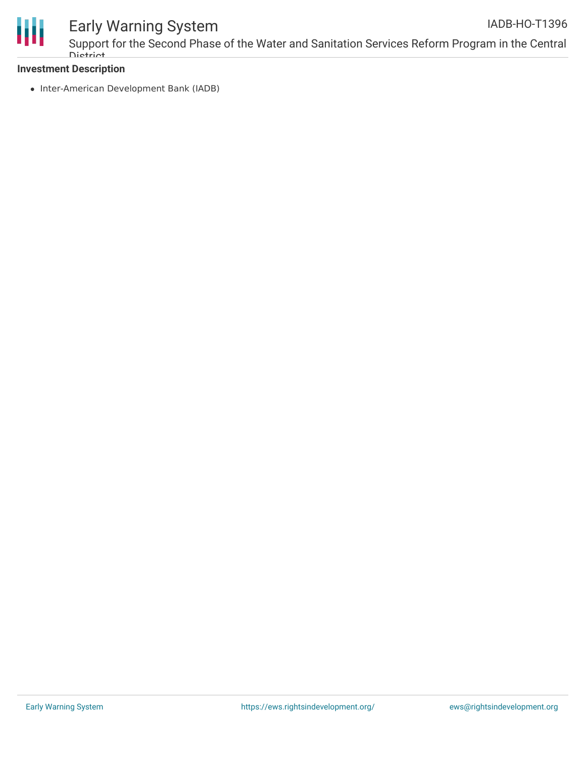**Investment Description**

- Inter-American Development Bank (IADB)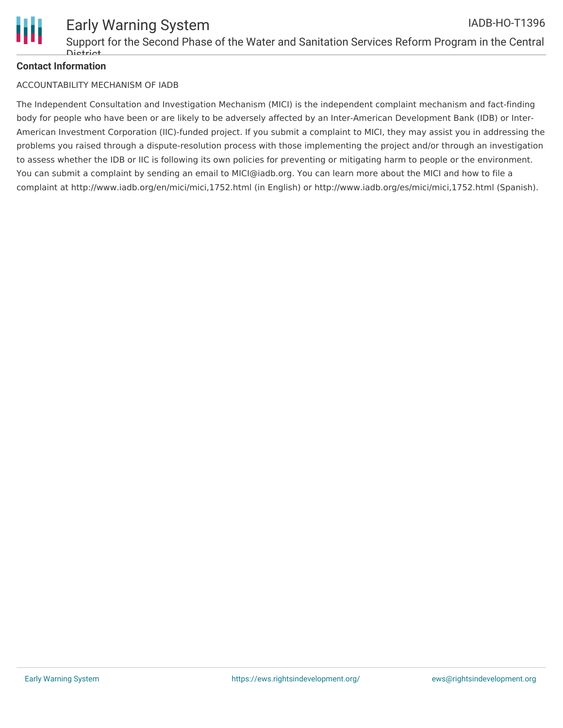**Contact Information**

ACCOUNTABILITY MECHANISM OF IADB

The Independent Consultation and Investigation Mechanism (MICI) is the independent complaint mechanism and fact-finding body for people who have been or are likely to be adversely affected by an Inter-American Development Bank (IDB) or Inter-American Investment Corporation (IIC)-funded project. If you submit a complaint to MICI, they may assist you in addressing the problems you raised through a dispute-resolution process with those implementing the project and/or through an investigation to assess whether the IDB or IIC is following its own policies for preventing or mitigating harm to people or the environment. You can submit a complaint by sending an email to MICI@iadb.org. You can learn more about the MICI and how to file a complaint at http://www.iadb.org/en/mici/mici,1752.html (in English) or http://www.iadb.org/es/mici/mici,1752.html (Spanish).